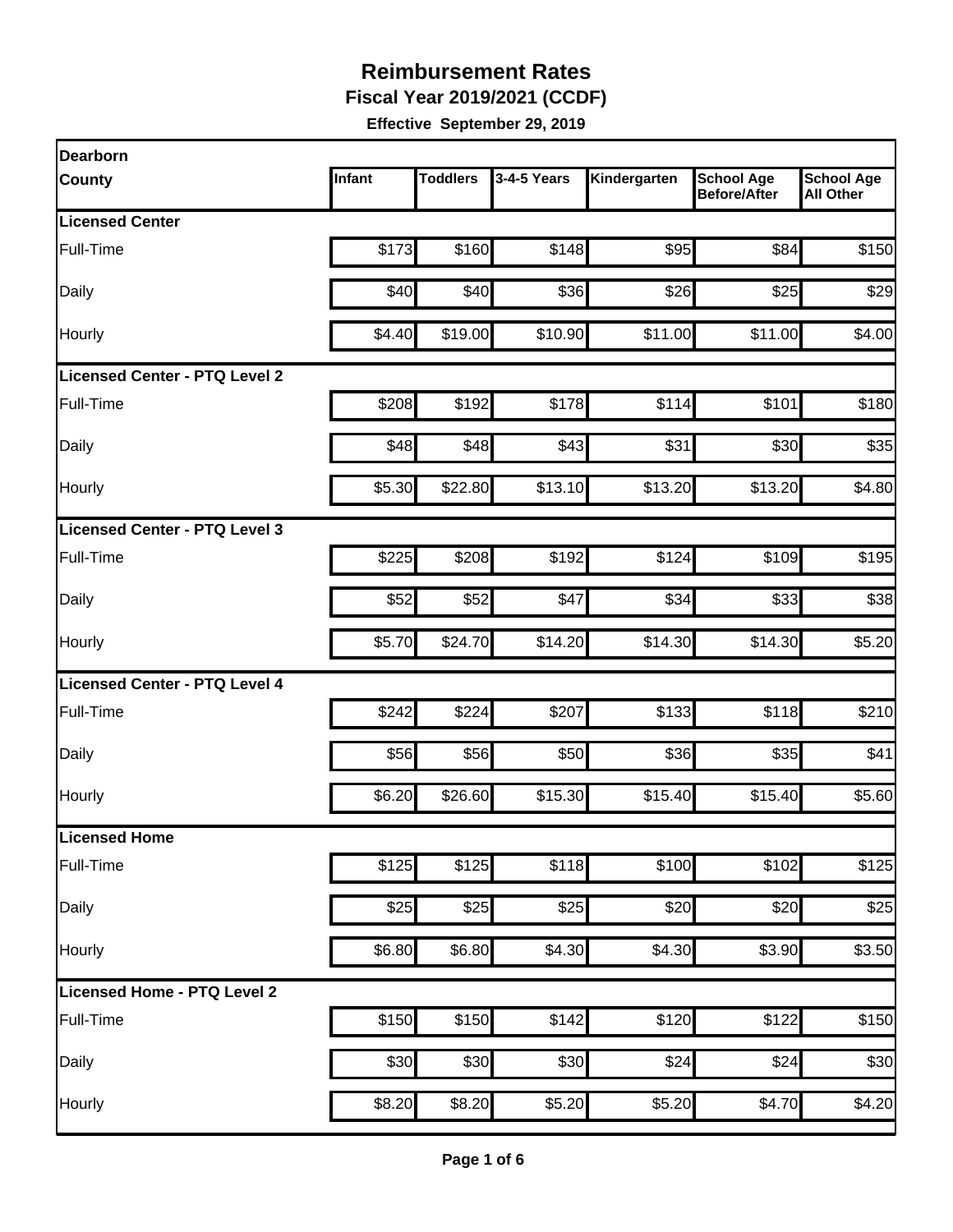# Reimbursement Rates

**Fiscal Year 2019/2021 (CCDF)**

**Effective September 29, 2019**

| Dearborn County | Infant | Toddlers | 3-4-5 Years | Kindergarten | School Age Before/After | School Age All Other |
|---|---|---|---|---|---|---|
| **Licensed Center** | | | | | | |
| Full-Time | $173 | $160 | $148 | $95 | $84 | $150 |
| Daily | $40 | $40 | $36 | $26 | $25 | $29 |
| Hourly | $4.40 | $19.00 | $10.90 | $11.00 | $11.00 | $4.00 |
| **Licensed Center - PTQ Level 2** | | | | | | |
| Full-Time | $208 | $192 | $178 | $114 | $101 | $180 |
| Daily | $48 | $48 | $43 | $31 | $30 | $35 |
| Hourly | $5.30 | $22.80 | $13.10 | $13.20 | $13.20 | $4.80 |
| **Licensed Center - PTQ Level 3** | | | | | | |
| Full-Time | $225 | $208 | $192 | $124 | $109 | $195 |
| Daily | $52 | $52 | $47 | $34 | $33 | $38 |
| Hourly | $5.70 | $24.70 | $14.20 | $14.30 | $14.30 | $5.20 |
| **Licensed Center - PTQ Level 4** | | | | | | |
| Full-Time | $242 | $224 | $207 | $133 | $118 | $210 |
| Daily | $56 | $56 | $50 | $36 | $35 | $41 |
| Hourly | $6.20 | $26.60 | $15.30 | $15.40 | $15.40 | $5.60 |
| **Licensed Home** | | | | | | |
| Full-Time | $125 | $125 | $118 | $100 | $102 | $125 |
| Daily | $25 | $25 | $25 | $20 | $20 | $25 |
| Hourly | $6.80 | $6.80 | $4.30 | $4.30 | $3.90 | $3.50 |
| **Licensed Home - PTQ Level 2** | | | | | | |
| Full-Time | $150 | $150 | $142 | $120 | $122 | $150 |
| Daily | $30 | $30 | $30 | $24 | $24 | $30 |
| Hourly | $8.20 | $8.20 | $5.20 | $5.20 | $4.70 | $4.20 |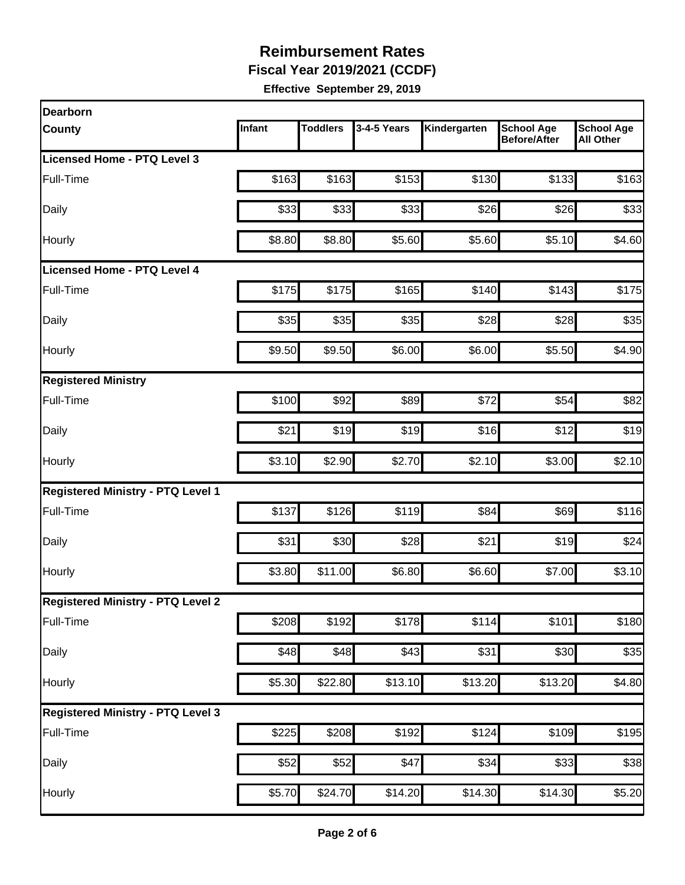# Reimbursement Rates

**Fiscal Year 2019/2021 (CCDF)**

**Effective September 29, 2019**

| Dearborn County | Infant | Toddlers | 3-4-5 Years | Kindergarten | School Age Before/After | School Age All Other |
|---|---|---|---|---|---|---|
| **Licensed Home - PTQ Level 3** | | | | | | |
| Full-Time | $163 | $163 | $153 | $130 | $133 | $163 |
| Daily | $33 | $33 | $33 | $26 | $26 | $33 |
| Hourly | $8.80 | $8.80 | $5.60 | $5.60 | $5.10 | $4.60 |
| **Licensed Home - PTQ Level 4** | | | | | | |
| Full-Time | $175 | $175 | $165 | $140 | $143 | $175 |
| Daily | $35 | $35 | $35 | $28 | $28 | $35 |
| Hourly | $9.50 | $9.50 | $6.00 | $6.00 | $5.50 | $4.90 |
| **Registered Ministry** | | | | | | |
| Full-Time | $100 | $92 | $89 | $72 | $54 | $82 |
| Daily | $21 | $19 | $19 | $16 | $12 | $19 |
| Hourly | $3.10 | $2.90 | $2.70 | $2.10 | $3.00 | $2.10 |
| **Registered Ministry - PTQ Level 1** | | | | | | |
| Full-Time | $137 | $126 | $119 | $84 | $69 | $116 |
| Daily | $31 | $30 | $28 | $21 | $19 | $24 |
| Hourly | $3.80 | $11.00 | $6.80 | $6.60 | $7.00 | $3.10 |
| **Registered Ministry - PTQ Level 2** | | | | | | |
| Full-Time | $208 | $192 | $178 | $114 | $101 | $180 |
| Daily | $48 | $48 | $43 | $31 | $30 | $35 |
| Hourly | $5.30 | $22.80 | $13.10 | $13.20 | $13.20 | $4.80 |
| **Registered Ministry - PTQ Level 3** | | | | | | |
| Full-Time | $225 | $208 | $192 | $124 | $109 | $195 |
| Daily | $52 | $52 | $47 | $34 | $33 | $38 |
| Hourly | $5.70 | $24.70 | $14.20 | $14.30 | $14.30 | $5.20 |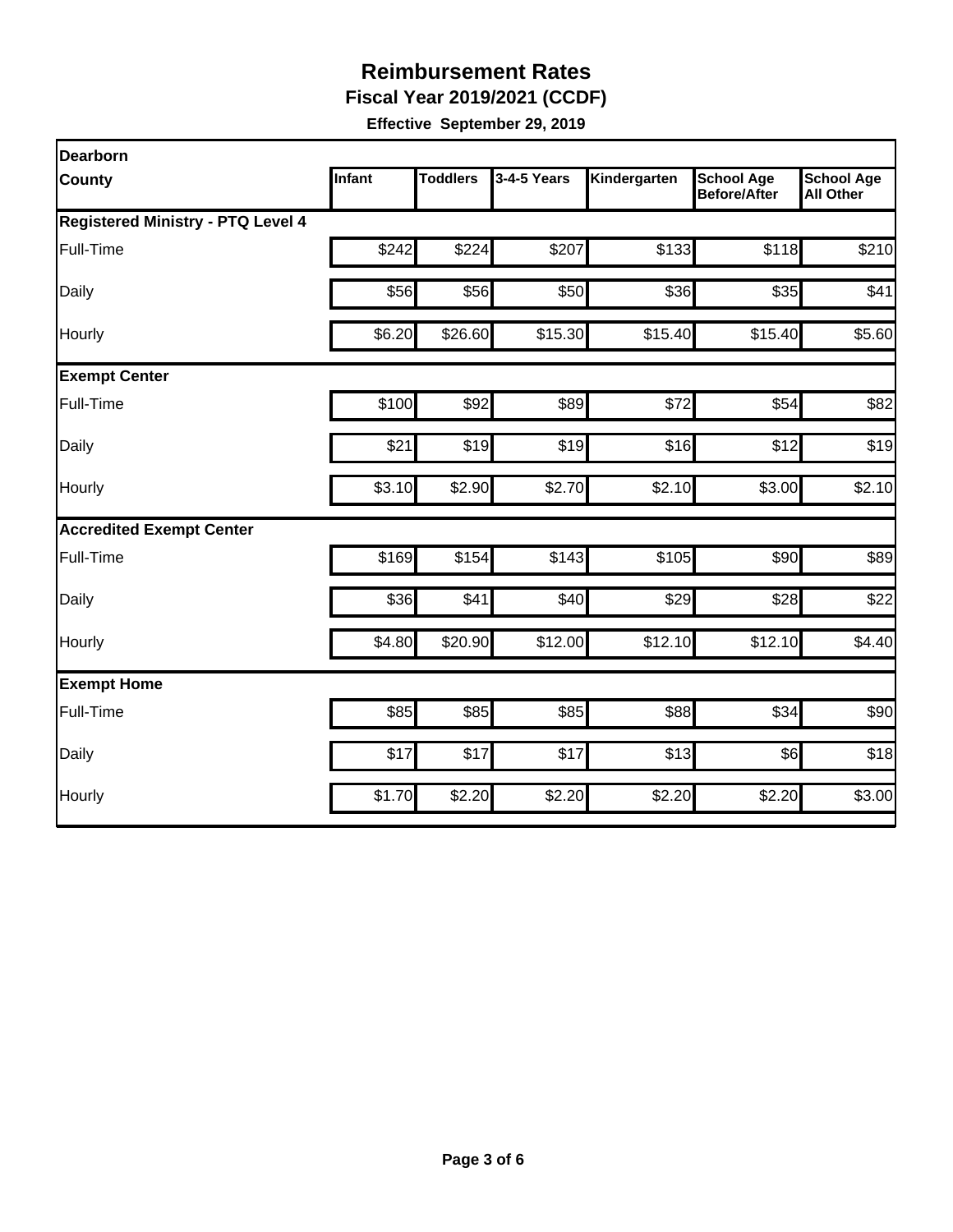# Reimbursement Rates

**Fiscal Year 2019/2021 (CCDF)**

**Effective September 29, 2019**

| Dearborn County | Infant | Toddlers | 3-4-5 Years | Kindergarten | School Age Before/After | School Age All Other |
|---|---|---|---|---|---|---|
| **Registered Ministry - PTQ Level 4** | | | | | | |
| Full-Time | $242 | $224 | $207 | $133 | $118 | $210 |
| Daily | $56 | $56 | $50 | $36 | $35 | $41 |
| Hourly | $6.20 | $26.60 | $15.30 | $15.40 | $15.40 | $5.60 |
| **Exempt Center** | | | | | | |
| Full-Time | $100 | $92 | $89 | $72 | $54 | $82 |
| Daily | $21 | $19 | $19 | $16 | $12 | $19 |
| Hourly | $3.10 | $2.90 | $2.70 | $2.10 | $3.00 | $2.10 |
| **Accredited Exempt Center** | | | | | | |
| Full-Time | $169 | $154 | $143 | $105 | $90 | $89 |
| Daily | $36 | $41 | $40 | $29 | $28 | $22 |
| Hourly | $4.80 | $20.90 | $12.00 | $12.10 | $12.10 | $4.40 |
| **Exempt Home** | | | | | | |
| Full-Time | $85 | $85 | $85 | $88 | $34 | $90 |
| Daily | $17 | $17 | $17 | $13 | $6 | $18 |
| Hourly | $1.70 | $2.20 | $2.20 | $2.20 | $2.20 | $3.00 |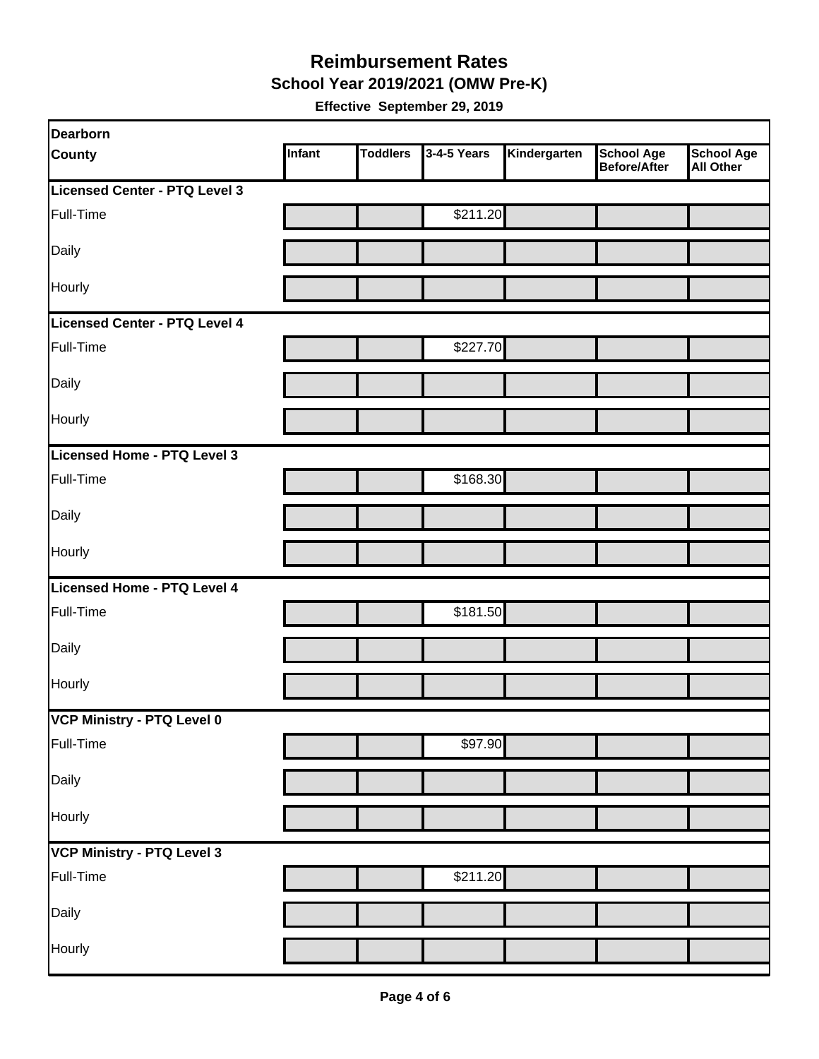# Reimbursement Rates

## School Year 2019/2021 (OMW Pre-K)

**Effective September 29, 2019**

| Dearborn County | Infant | Toddlers | 3-4-5 Years | Kindergarten | School Age Before/After | School Age All Other |
|---|---|---|---|---|---|---|
| **Licensed Center - PTQ Level 3** | | | | | | |
| Full-Time | | | $211.20 | | | |
| Daily | | | | | | |
| Hourly | | | | | | |
| **Licensed Center - PTQ Level 4** | | | | | | |
| Full-Time | | | $227.70 | | | |
| Daily | | | | | | |
| Hourly | | | | | | |
| **Licensed Home - PTQ Level 3** | | | | | | |
| Full-Time | | | $168.30 | | | |
| Daily | | | | | | |
| Hourly | | | | | | |
| **Licensed Home - PTQ Level 4** | | | | | | |
| Full-Time | | | $181.50 | | | |
| Daily | | | | | | |
| Hourly | | | | | | |
| **VCP Ministry - PTQ Level 0** | | | | | | |
| Full-Time | | | $97.90 | | | |
| Daily | | | | | | |
| Hourly | | | | | | |
| **VCP Ministry - PTQ Level 3** | | | | | | |
| Full-Time | | | $211.20 | | | |
| Daily | | | | | | |
| Hourly | | | | | | |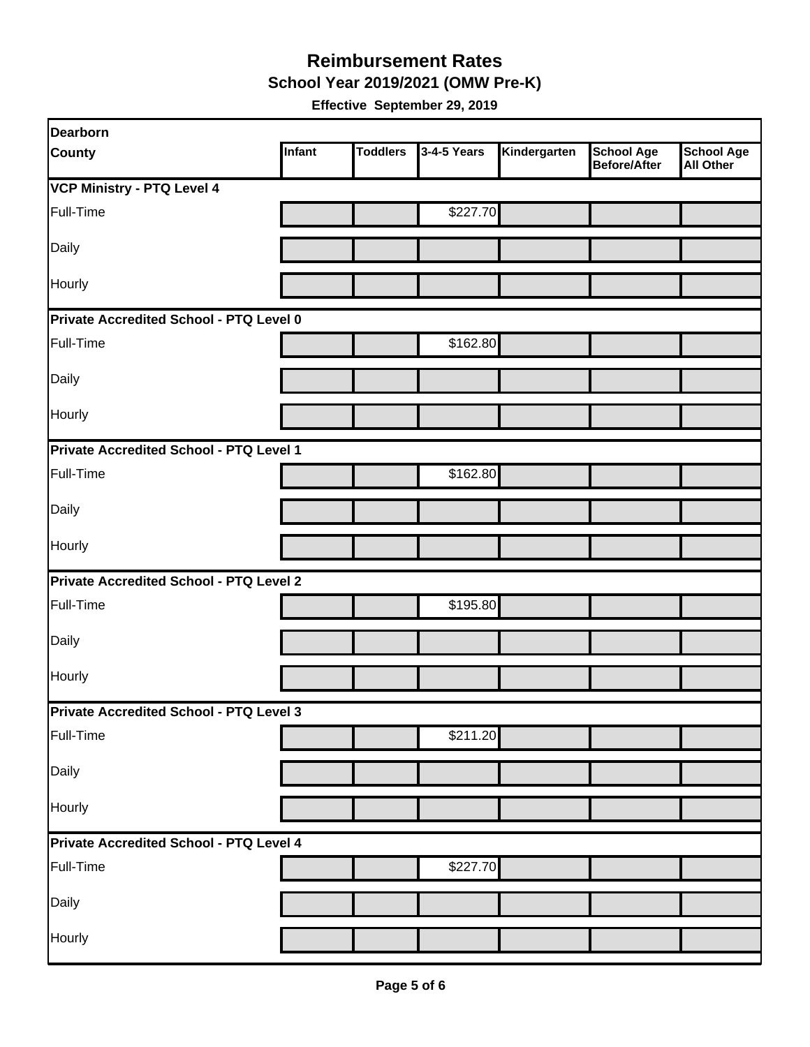# Reimbursement Rates

## School Year 2019/2021 (OMW Pre-K)

**Effective September 29, 2019**

| Dearborn County | Infant | Toddlers | 3-4-5 Years | Kindergarten | School Age Before/After | School Age All Other |
|---|---|---|---|---|---|---|
| **VCP Ministry - PTQ Level 4** | | | | | | |
| Full-Time | | | $227.70 | | | |
| Daily | | | | | | |
| Hourly | | | | | | |
| **Private Accredited School - PTQ Level 0** | | | | | | |
| Full-Time | | | $162.80 | | | |
| Daily | | | | | | |
| Hourly | | | | | | |
| **Private Accredited School - PTQ Level 1** | | | | | | |
| Full-Time | | | $162.80 | | | |
| Daily | | | | | | |
| Hourly | | | | | | |
| **Private Accredited School - PTQ Level 2** | | | | | | |
| Full-Time | | | $195.80 | | | |
| Daily | | | | | | |
| Hourly | | | | | | |
| **Private Accredited School - PTQ Level 3** | | | | | | |
| Full-Time | | | $211.20 | | | |
| Daily | | | | | | |
| Hourly | | | | | | |
| **Private Accredited School - PTQ Level 4** | | | | | | |
| Full-Time | | | $227.70 | | | |
| Daily | | | | | | |
| Hourly | | | | | | |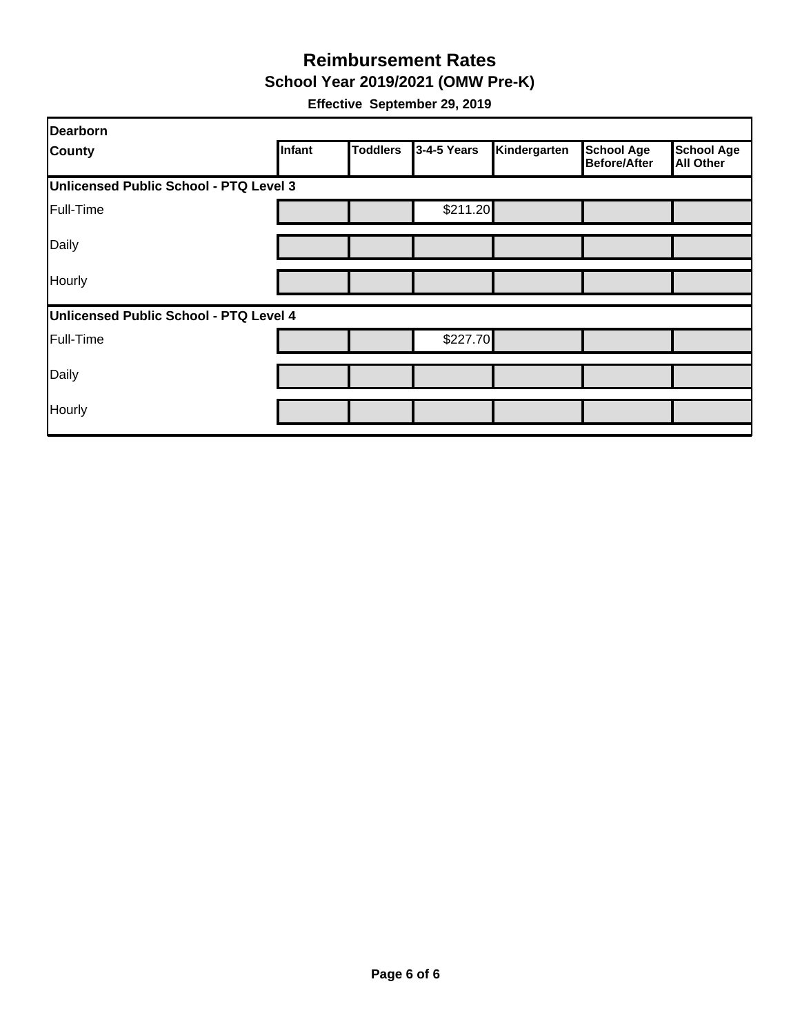# Reimbursement Rates

## School Year 2019/2021 (OMW Pre-K)

**Effective September 29, 2019**

| Dearborn County | Infant | Toddlers | 3-4-5 Years | Kindergarten | School Age Before/After | School Age All Other |
|---|---|---|---|---|---|---|
| **Unlicensed Public School - PTQ Level 3** | | | | | | |
| Full-Time | | | $211.20 | | | |
| Daily | | | | | | |
| Hourly | | | | | | |
| **Unlicensed Public School - PTQ Level 4** | | | | | | |
| Full-Time | | | $227.70 | | | |
| Daily | | | | | | |
| Hourly | | | | | | |